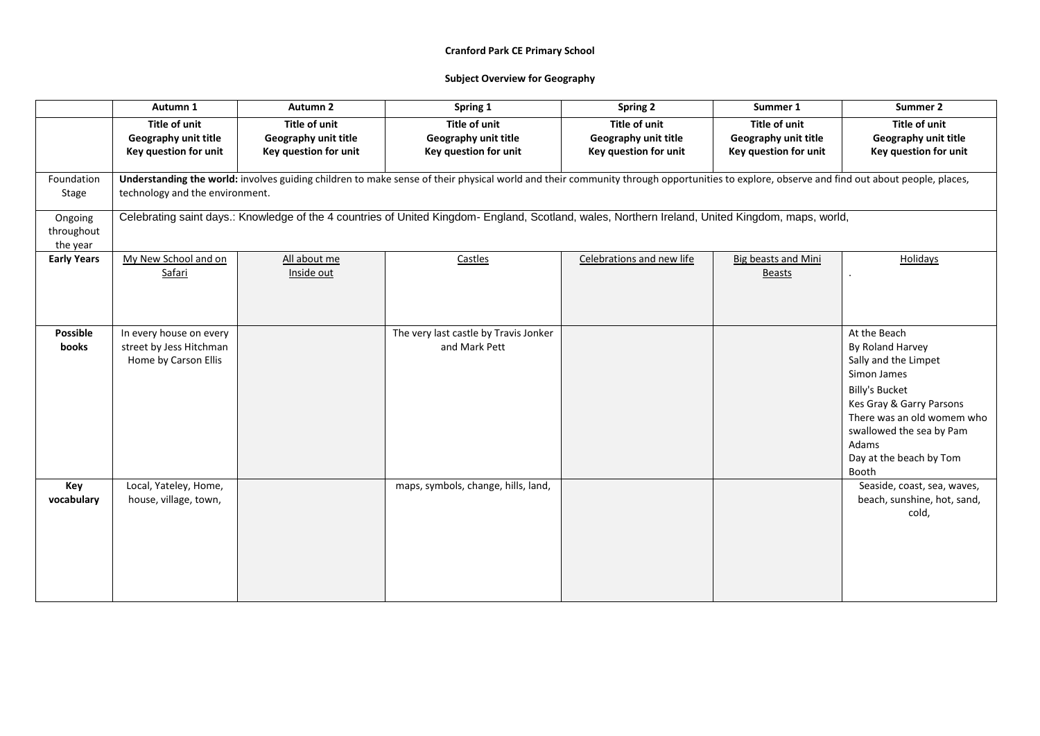**Cranford Park CE Primary School**

**Subject Overview for Geography**

| | Autumn 1 | Autumn 2 | Spring 1 | Spring 2 | Summer 1 | Summer 2 |
|---|---|---|---|---|---|---|
| | **Title of unit**<br>**Geography unit title**<br>**Key question for unit** | **Title of unit**<br>**Geography unit title**<br>**Key question for unit** | **Title of unit**<br>**Geography unit title**<br>**Key question for unit** | **Title of unit**<br>**Geography unit title**<br>**Key question for unit** | **Title of unit**<br>**Geography unit title**<br>**Key question for unit** | **Title of unit**<br>**Geography unit title**<br>**Key question for unit** |
| Foundation Stage | **Understanding the world:** involves guiding children to make sense of their physical world and their community through opportunities to explore, observe and find out about people, places, technology and the environment. | | | | | |
| Ongoing throughout the year | Celebrating saint days.: Knowledge of the 4 countries of United Kingdom- England, Scotland, wales, Northern Ireland, United Kingdom, maps, world, | | | | | |
| **Early Years** | My New School and on Safari | All about me<br>Inside out | Castles | Celebrations and new life | Big beasts and Mini Beasts | Holidays |
| **Possible books** | In every house on every street by Jess Hitchman<br>Home by Carson Ellis | | The very last castle by Travis Jonker and Mark Pett | | | At the Beach<br>By Roland Harvey<br>Sally and the Limpet<br>Simon James<br>Billy's Bucket<br>Kes Gray & Garry Parsons<br>There was an old womem who swallowed the sea by Pam Adams<br>Day at the beach by Tom Booth |
| **Key vocabulary** | Local, Yateley, Home, house, village, town, | | maps, symbols, change, hills, land, | | | Seaside, coast, sea, waves, beach, sunshine, hot, sand, cold, |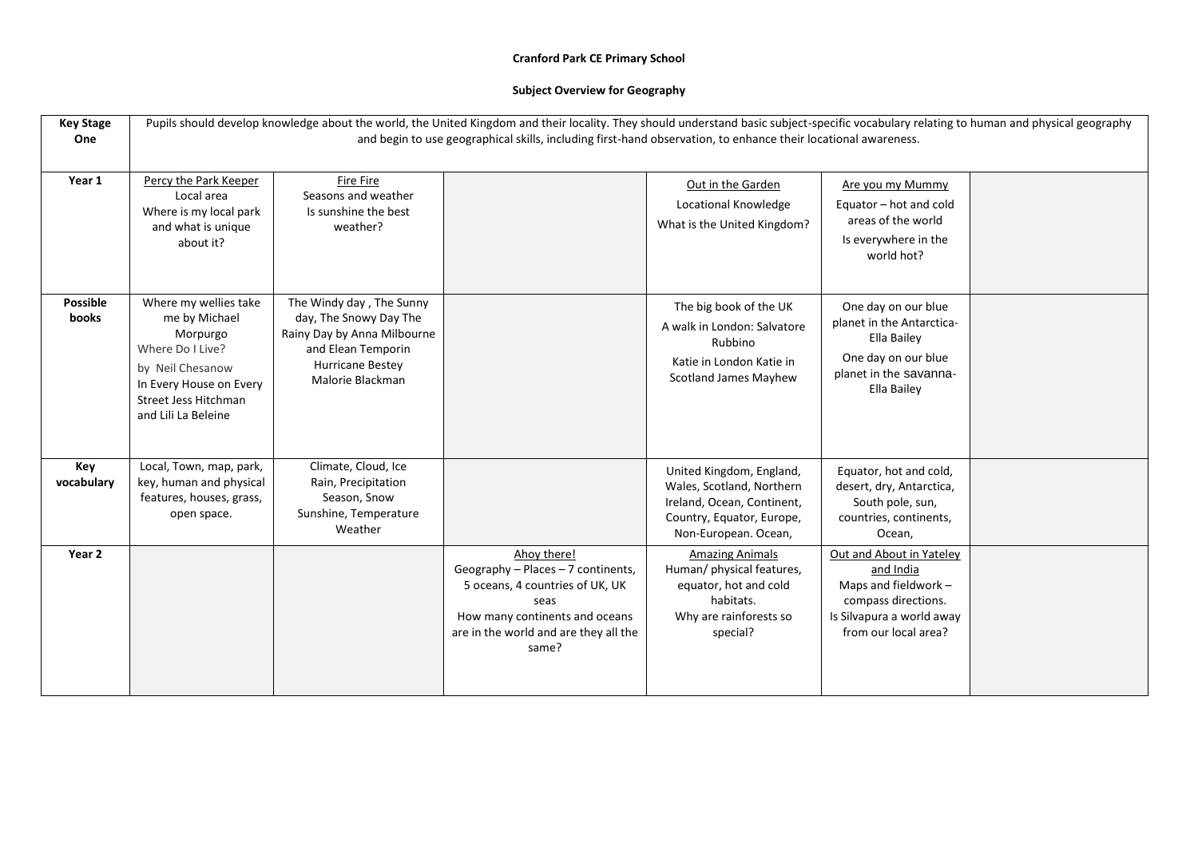**Cranford Park CE Primary School**

**Subject Overview for Geography**

| **Key Stage One** | Pupils should develop knowledge about the world, the United Kingdom and their locality. They should understand basic subject-specific vocabulary relating to human and physical geography and begin to use geographical skills, including first-hand observation, to enhance their locational awareness. | | | | | |
|---|---|---|---|---|---|---|
| **Year 1** | Percy the Park Keeper<br>Local area<br>Where is my local park and what is unique about it? | Fire Fire<br>Seasons and weather<br>Is sunshine the best weather? | | Out in the Garden<br>Locational Knowledge<br>What is the United Kingdom? | Are you my Mummy<br>Equator – hot and cold areas of the world<br>Is everywhere in the world hot? | |
| **Possible books** | Where my wellies take me by Michael Morpurgo<br>Where Do I Live?<br>by Neil Chesanow<br>In Every House on Every Street Jess Hitchman and Lili La Beleine | The Windy day , The Sunny day, The Snowy Day The Rainy Day by Anna Milbourne and Elean Temporin<br>Hurricane Bestey<br>Malorie Blackman | | The big book of the UK<br>A walk in London: Salvatore Rubbino<br>Katie in London Katie in Scotland James Mayhew | One day on our blue planet in the Antarctica- Ella Bailey<br>One day on our blue planet in the savanna- Ella Bailey | |
| **Key vocabulary** | Local, Town, map, park, key, human and physical features, houses, grass, open space. | Climate, Cloud, Ice<br>Rain, Precipitation<br>Season, Snow<br>Sunshine, Temperature<br>Weather | | United Kingdom, England, Wales, Scotland, Northern Ireland, Ocean, Continent, Country, Equator, Europe, Non-European. Ocean, | Equator, hot and cold, desert, dry, Antarctica, South pole, sun, countries, continents, Ocean, | |
| **Year 2** | | | Ahoy there!<br>Geography – Places – 7 continents, 5 oceans, 4 countries of UK, UK seas<br>How many continents and oceans are in the world and are they all the same? | Amazing Animals<br>Human/ physical features, equator, hot and cold habitats.<br>Why are rainforests so special? | Out and About in Yateley and India<br>Maps and fieldwork – compass directions.<br>Is Silvapura a world away from our local area? | |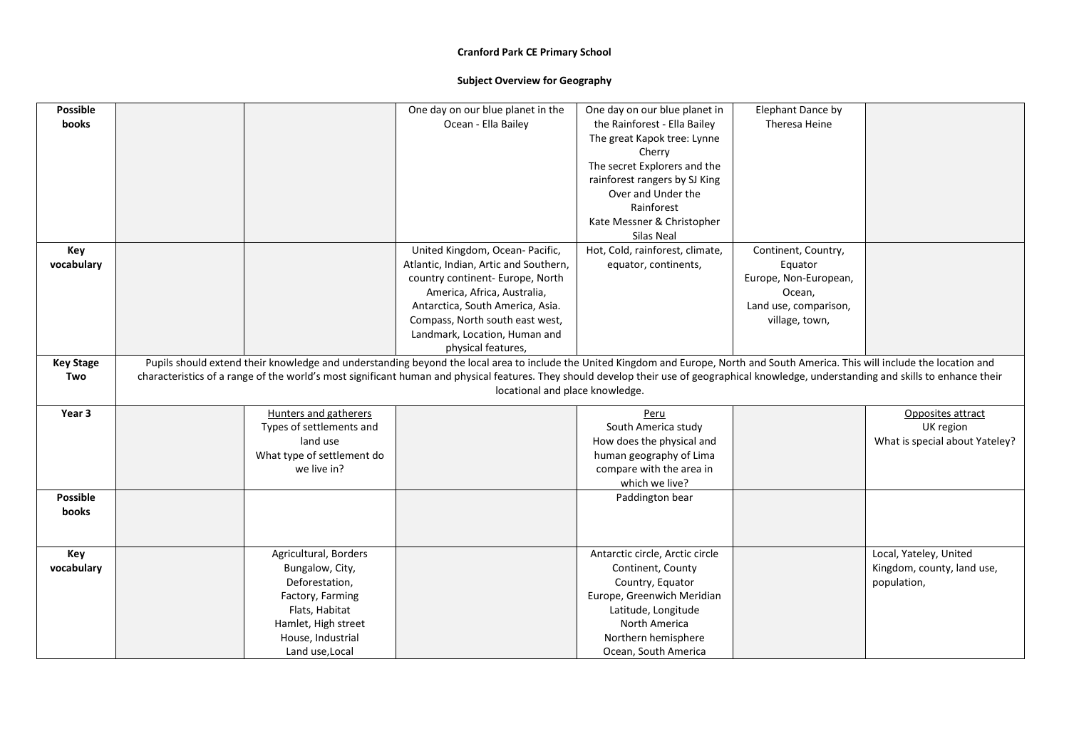**Cranford Park CE Primary School**

**Subject Overview for Geography**

| | | | | | | |
|---|---|---|---|---|---|---|
| **Possible books** | | | One day on our blue planet in the Ocean - Ella Bailey | One day on our blue planet in the Rainforest - Ella Bailey<br>The great Kapok tree: Lynne Cherry<br>The secret Explorers and the rainforest rangers by SJ King<br>Over and Under the Rainforest<br>Kate Messner & Christopher Silas Neal | Elephant Dance by Theresa Heine | |
| **Key vocabulary** | | | United Kingdom, Ocean- Pacific, Atlantic, Indian, Artic and Southern, country continent- Europe, North America, Africa, Australia, Antarctica, South America, Asia. Compass, North south east west, Landmark, Location, Human and physical features, | Hot, Cold, rainforest, climate, equator, continents, | Continent, Country, Equator<br>Europe, Non-European, Ocean,<br>Land use, comparison, village, town, | |
| **Key Stage Two** | Pupils should extend their knowledge and understanding beyond the local area to include the United Kingdom and Europe, North and South America. This will include the location and characteristics of a range of the world's most significant human and physical features. They should develop their use of geographical knowledge, understanding and skills to enhance their locational and place knowledge. | | | | | |
| **Year 3** | | <u>Hunters and gatherers</u><br>Types of settlements and land use<br>What type of settlement do we live in? | | <u>Peru</u><br>South America study<br>How does the physical and human geography of Lima compare with the area in which we live? | | <u>Opposites attract</u><br>UK region<br>What is special about Yateley? |
| **Possible books** | | | | Paddington bear | | |
| **Key vocabulary** | | Agricultural, Borders<br>Bungalow, City,<br>Deforestation,<br>Factory, Farming<br>Flats, Habitat<br>Hamlet, High street<br>House, Industrial<br>Land use,Local | | Antarctic circle, Arctic circle<br>Continent, County<br>Country, Equator<br>Europe, Greenwich Meridian<br>Latitude, Longitude<br>North America<br>Northern hemisphere<br>Ocean, South America | | Local, Yateley, United Kingdom, county, land use, population, |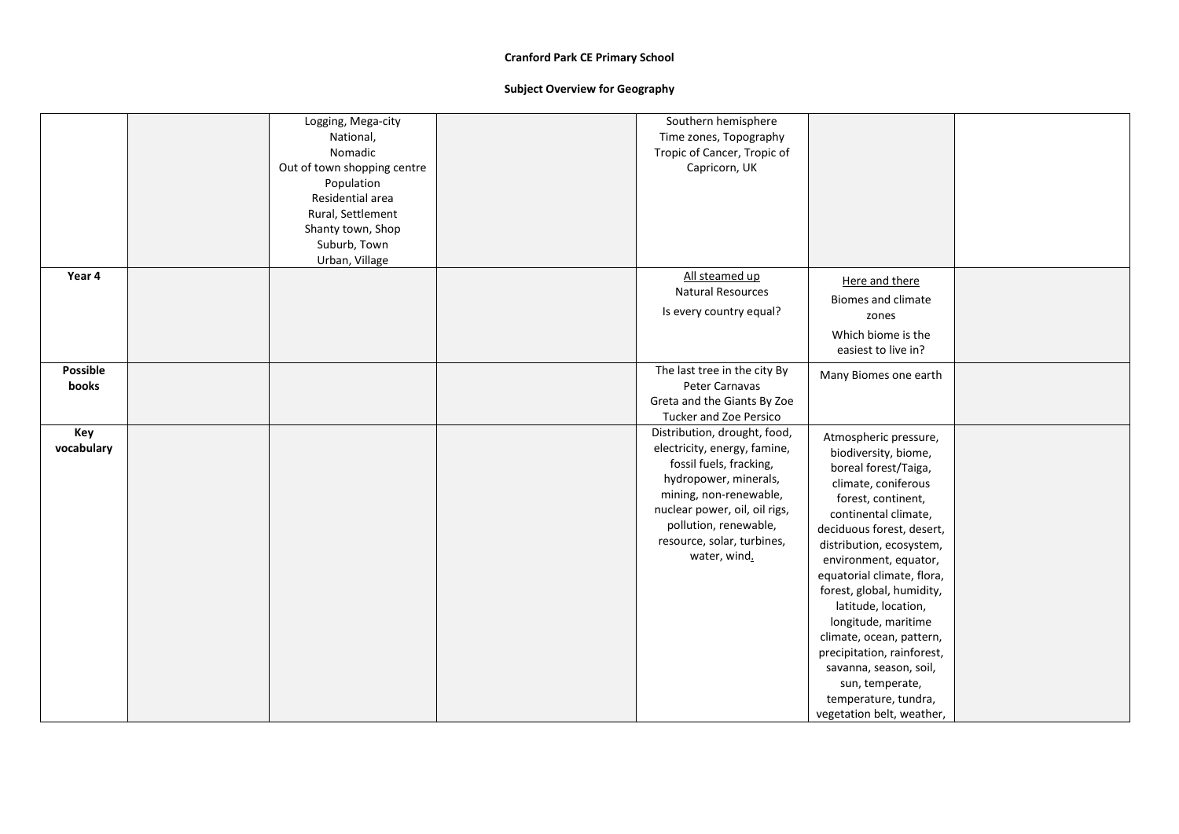**Cranford Park CE Primary School**

**Subject Overview for Geography**

| | | | | | | |
|---|---|---|---|---|---|---|
| | | Logging, Mega-city National, Nomadic Out of town shopping centre Population Residential area Rural, Settlement Shanty town, Shop Suburb, Town Urban, Village | | Southern hemisphere Time zones, Topography Tropic of Cancer, Tropic of Capricorn, UK | | |
| **Year 4** | | | | All steamed up Natural Resources Is every country equal? | Here and there Biomes and climate zones Which biome is the easiest to live in? | |
| **Possible books** | | | | The last tree in the city By Peter Carnavas Greta and the Giants By Zoe Tucker and Zoe Persico | Many Biomes one earth | |
| **Key vocabulary** | | | | Distribution, drought, food, electricity, energy, famine, fossil fuels, fracking, hydropower, minerals, mining, non-renewable, nuclear power, oil, oil rigs, pollution, renewable, resource, solar, turbines, water, wind. | Atmospheric pressure, biodiversity, biome, boreal forest/Taiga, climate, coniferous forest, continent, continental climate, deciduous forest, desert, distribution, ecosystem, environment, equator, equatorial climate, flora, forest, global, humidity, latitude, location, longitude, maritime climate, ocean, pattern, precipitation, rainforest, savanna, season, soil, sun, temperate, temperature, tundra, vegetation belt, weather, | |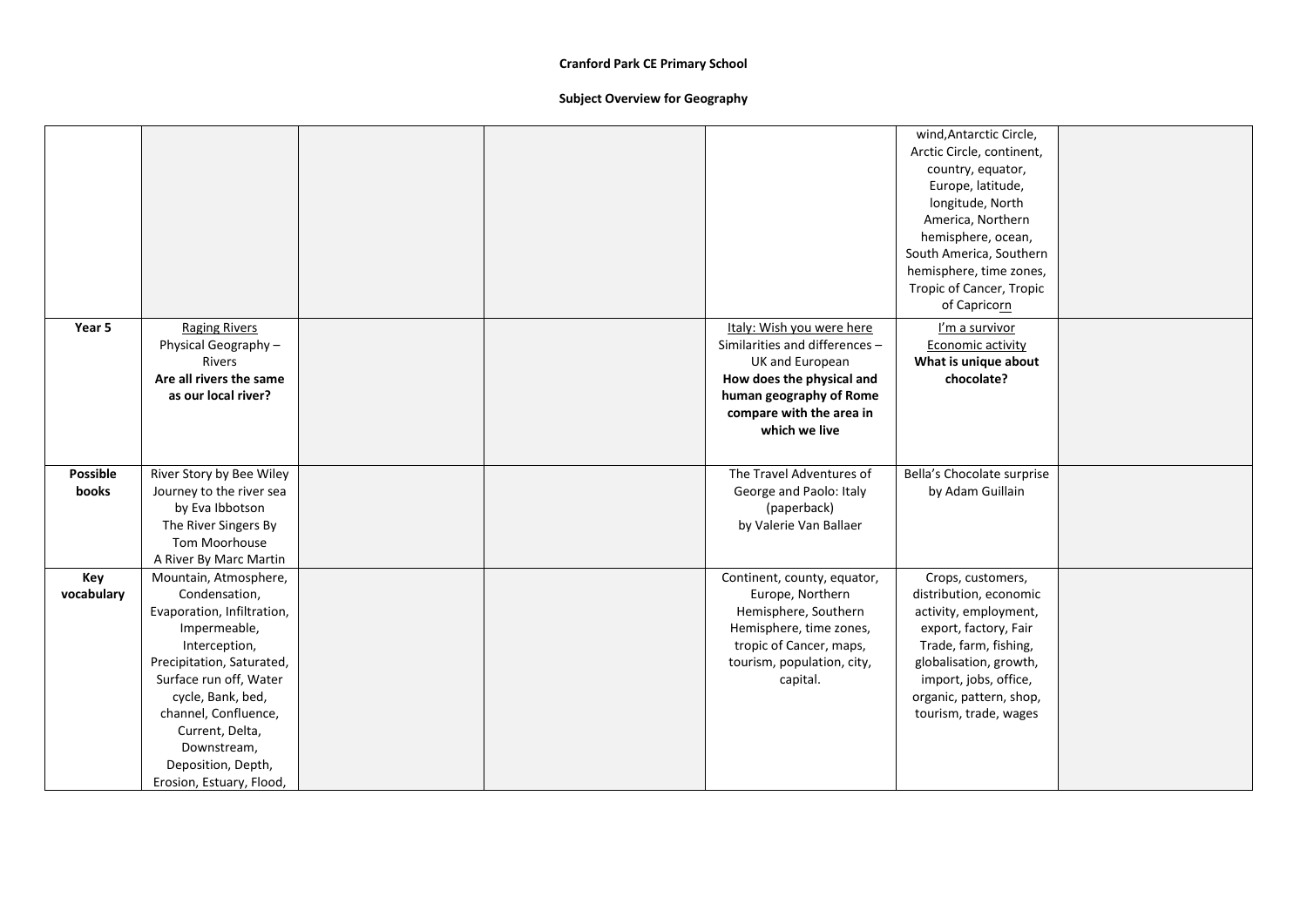**Cranford Park CE Primary School**

**Subject Overview for Geography**

| | | | | | | |
|---|---|---|---|---|---|---|
| | | | | | wind, Antarctic Circle, Arctic Circle, continent, country, equator, Europe, latitude, longitude, North America, Northern hemisphere, ocean, South America, Southern hemisphere, time zones, Tropic of Cancer, Tropic of Capricorn | |
| **Year 5** | Raging Rivers<br>Physical Geography – Rivers<br>**Are all rivers the same as our local river?** | | | Italy: Wish you were here<br>Similarities and differences – UK and European<br>**How does the physical and human geography of Rome compare with the area in which we live** | I'm a survivor<br>Economic activity<br>**What is unique about chocolate?** | |
| **Possible books** | River Story by Bee Wiley<br>Journey to the river sea by Eva Ibbotson<br>The River Singers By Tom Moorhouse<br>A River By Marc Martin | | | The Travel Adventures of George and Paolo: Italy (paperback)<br>by Valerie Van Ballaer | Bella's Chocolate surprise by Adam Guillain | |
| **Key vocabulary** | Mountain, Atmosphere, Condensation, Evaporation, Infiltration, Impermeable, Interception, Precipitation, Saturated, Surface run off, Water cycle, Bank, bed, channel, Confluence, Current, Delta, Downstream, Deposition, Depth, Erosion, Estuary, Flood, | | | Continent, county, equator, Europe, Northern Hemisphere, Southern Hemisphere, time zones, tropic of Cancer, maps, tourism, population, city, capital. | Crops, customers, distribution, economic activity, employment, export, factory, Fair Trade, farm, fishing, globalisation, growth, import, jobs, office, organic, pattern, shop, tourism, trade, wages | |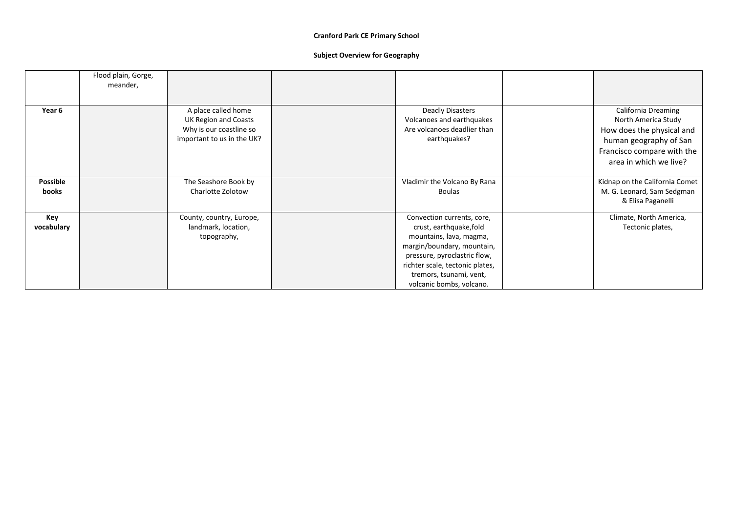**Cranford Park CE Primary School**

**Subject Overview for Geography**

| | | | | | | |
|---|---|---|---|---|---|---|
| | Flood plain, Gorge, meander, | | | | | |
| **Year 6** | | A place called home<br>UK Region and Coasts<br>Why is our coastline so important to us in the UK? | | Deadly Disasters<br>Volcanoes and earthquakes<br>Are volcanoes deadlier than earthquakes? | | California Dreaming<br>North America Study<br>How does the physical and human geography of San Francisco compare with the area in which we live? |
| **Possible books** | | The Seashore Book by Charlotte Zolotow | | Vladimir the Volcano By Rana Boulas | | Kidnap on the California Comet M. G. Leonard, Sam Sedgman & Elisa Paganelli |
| **Key vocabulary** | | County, country, Europe, landmark, location, topography, | | Convection currents, core, crust, earthquake,fold mountains, lava, magma, margin/boundary, mountain, pressure, pyroclastric flow, richter scale, tectonic plates, tremors, tsunami, vent, volcanic bombs, volcano. | | Climate, North America, Tectonic plates, |